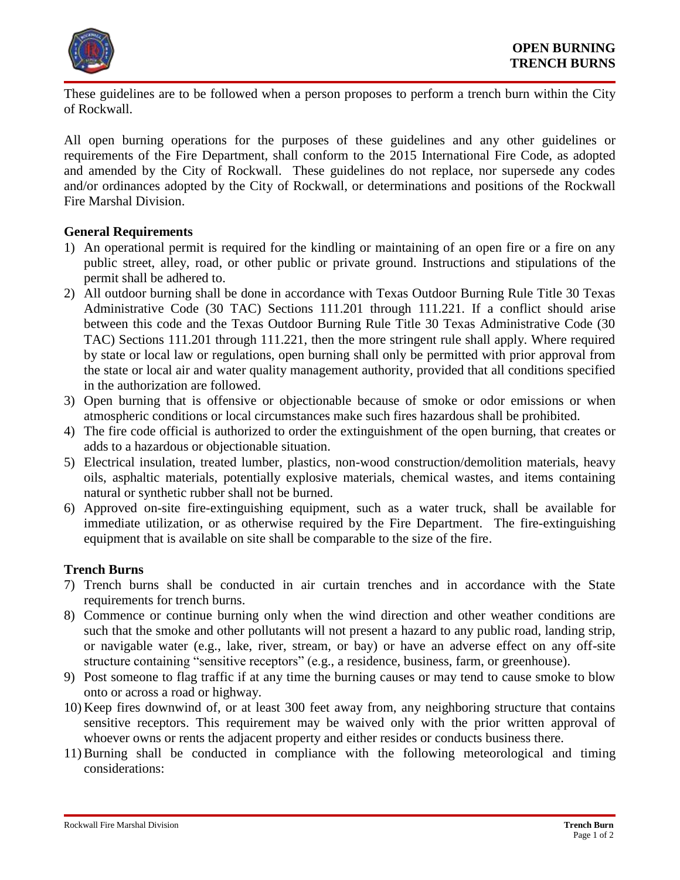# OPEN BURNING
# TRENCH BURNS

These guidelines are to be followed when a person proposes to perform a trench burn within the City of Rockwall.

All open burning operations for the purposes of these guidelines and any other guidelines or requirements of the Fire Department, shall conform to the 2015 International Fire Code, as adopted and amended by the City of Rockwall. These guidelines do not replace, nor supersede any codes and/or ordinances adopted by the City of Rockwall, or determinations and positions of the Rockwall Fire Marshal Division.

## General Requirements

1) An operational permit is required for the kindling or maintaining of an open fire or a fire on any public street, alley, road, or other public or private ground. Instructions and stipulations of the permit shall be adhered to.
2) All outdoor burning shall be done in accordance with Texas Outdoor Burning Rule Title 30 Texas Administrative Code (30 TAC) Sections 111.201 through 111.221. If a conflict should arise between this code and the Texas Outdoor Burning Rule Title 30 Texas Administrative Code (30 TAC) Sections 111.201 through 111.221, then the more stringent rule shall apply. Where required by state or local law or regulations, open burning shall only be permitted with prior approval from the state or local air and water quality management authority, provided that all conditions specified in the authorization are followed.
3) Open burning that is offensive or objectionable because of smoke or odor emissions or when atmospheric conditions or local circumstances make such fires hazardous shall be prohibited.
4) The fire code official is authorized to order the extinguishment of the open burning, that creates or adds to a hazardous or objectionable situation.
5) Electrical insulation, treated lumber, plastics, non-wood construction/demolition materials, heavy oils, asphaltic materials, potentially explosive materials, chemical wastes, and items containing natural or synthetic rubber shall not be burned.
6) Approved on-site fire-extinguishing equipment, such as a water truck, shall be available for immediate utilization, or as otherwise required by the Fire Department. The fire-extinguishing equipment that is available on site shall be comparable to the size of the fire.

## Trench Burns

7) Trench burns shall be conducted in air curtain trenches and in accordance with the State requirements for trench burns.
8) Commence or continue burning only when the wind direction and other weather conditions are such that the smoke and other pollutants will not present a hazard to any public road, landing strip, or navigable water (e.g., lake, river, stream, or bay) or have an adverse effect on any off-site structure containing "sensitive receptors" (e.g., a residence, business, farm, or greenhouse).
9) Post someone to flag traffic if at any time the burning causes or may tend to cause smoke to blow onto or across a road or highway.
10) Keep fires downwind of, or at least 300 feet away from, any neighboring structure that contains sensitive receptors. This requirement may be waived only with the prior written approval of whoever owns or rents the adjacent property and either resides or conducts business there.
11) Burning shall be conducted in compliance with the following meteorological and timing considerations: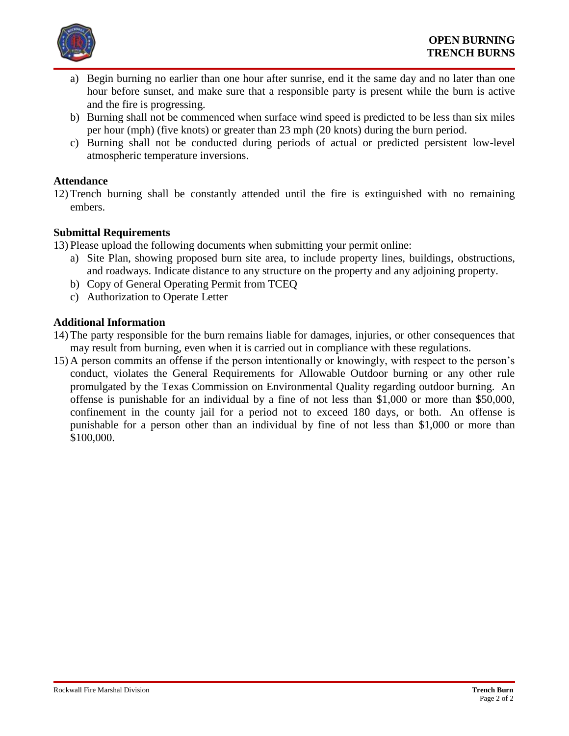a) Begin burning no earlier than one hour after sunrise, end it the same day and no later than one hour before sunset, and make sure that a responsible party is present while the burn is active and the fire is progressing.
b) Burning shall not be commenced when surface wind speed is predicted to be less than six miles per hour (mph) (five knots) or greater than 23 mph (20 knots) during the burn period.
c) Burning shall not be conducted during periods of actual or predicted persistent low-level atmospheric temperature inversions.

### Attendance

12) Trench burning shall be constantly attended until the fire is extinguished with no remaining embers.

### Submittal Requirements

13) Please upload the following documents when submitting your permit online:
    a) Site Plan, showing proposed burn site area, to include property lines, buildings, obstructions, and roadways. Indicate distance to any structure on the property and any adjoining property.
    b) Copy of General Operating Permit from TCEQ
    c) Authorization to Operate Letter

### Additional Information

14) The party responsible for the burn remains liable for damages, injuries, or other consequences that may result from burning, even when it is carried out in compliance with these regulations.
15) A person commits an offense if the person intentionally or knowingly, with respect to the person's conduct, violates the General Requirements for Allowable Outdoor burning or any other rule promulgated by the Texas Commission on Environmental Quality regarding outdoor burning. An offense is punishable for an individual by a fine of not less than $1,000 or more than $50,000, confinement in the county jail for a period not to exceed 180 days, or both. An offense is punishable for a person other than an individual by fine of not less than $1,000 or more than $100,000.